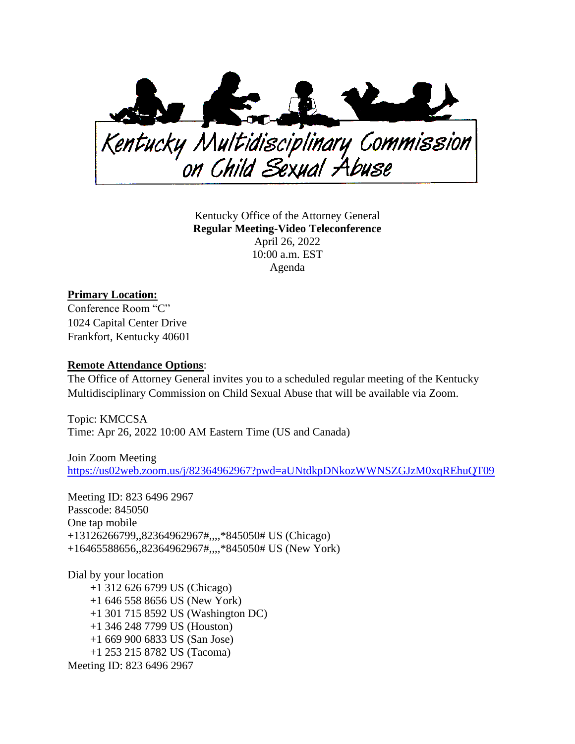# Kentucky Multidisciplinary Commission on Child Sexual Abuse

Kentucky Office of the Attorney General
**Regular Meeting-Video Teleconference**
April 26, 2022
10:00 a.m. EST
Agenda

**Primary Location:**
Conference Room "C"
1024 Capital Center Drive
Frankfort, Kentucky 40601

**Remote Attendance Options**:
The Office of Attorney General invites you to a scheduled regular meeting of the Kentucky Multidisciplinary Commission on Child Sexual Abuse that will be available via Zoom.

Topic: KMCCSA
Time: Apr 26, 2022 10:00 AM Eastern Time (US and Canada)

Join Zoom Meeting
https://us02web.zoom.us/j/82364962967?pwd=aUNtdkpDNkozWWNSZGJzM0xqREhuQT09

Meeting ID: 823 6496 2967
Passcode: 845050
One tap mobile
+13126266799,,82364962967#,,,,*845050# US (Chicago)
+16465588656,,82364962967#,,,,*845050# US (New York)

Dial by your location
- +1 312 626 6799 US (Chicago)
- +1 646 558 8656 US (New York)
- +1 301 715 8592 US (Washington DC)
- +1 346 248 7799 US (Houston)
- +1 669 900 6833 US (San Jose)
- +1 253 215 8782 US (Tacoma)

Meeting ID: 823 6496 2967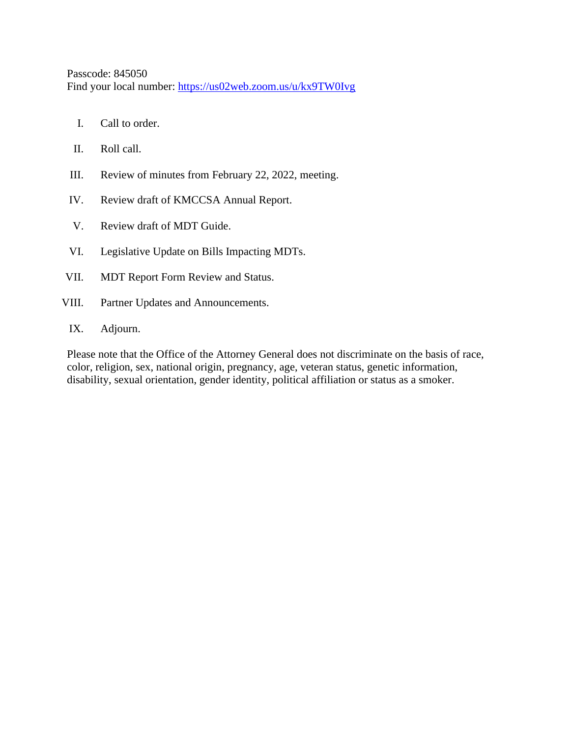Passcode: 845050
Find your local number: https://us02web.zoom.us/u/kx9TW0Ivg

I. Call to order.

II. Roll call.

III. Review of minutes from February 22, 2022, meeting.

IV. Review draft of KMCCSA Annual Report.

V. Review draft of MDT Guide.

VI. Legislative Update on Bills Impacting MDTs.

VII. MDT Report Form Review and Status.

VIII. Partner Updates and Announcements.

IX. Adjourn.

Please note that the Office of the Attorney General does not discriminate on the basis of race, color, religion, sex, national origin, pregnancy, age, veteran status, genetic information, disability, sexual orientation, gender identity, political affiliation or status as a smoker.